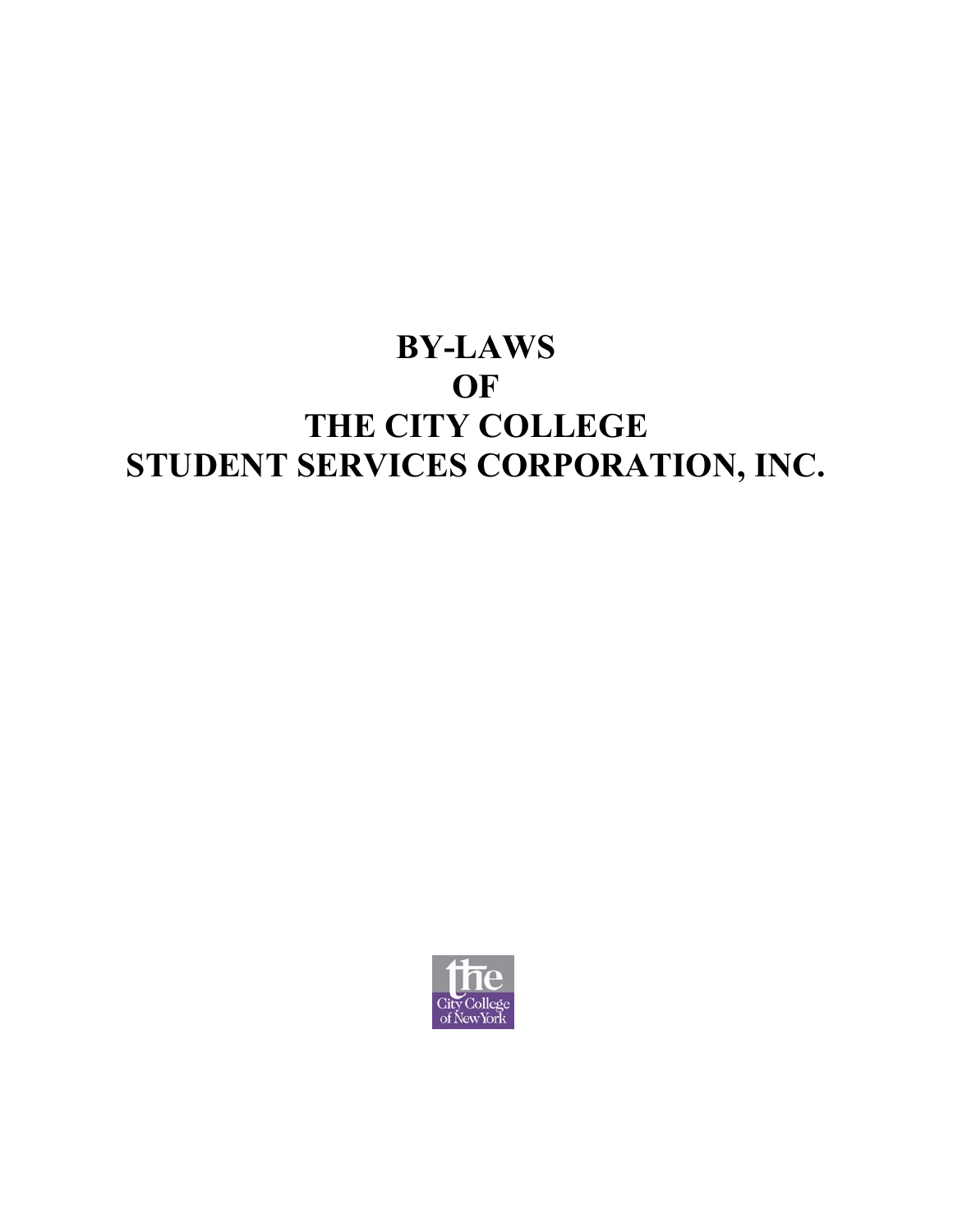# BY-LAWS OF THE CITY COLLEGE STUDENT SERVICES CORPORATION, INC.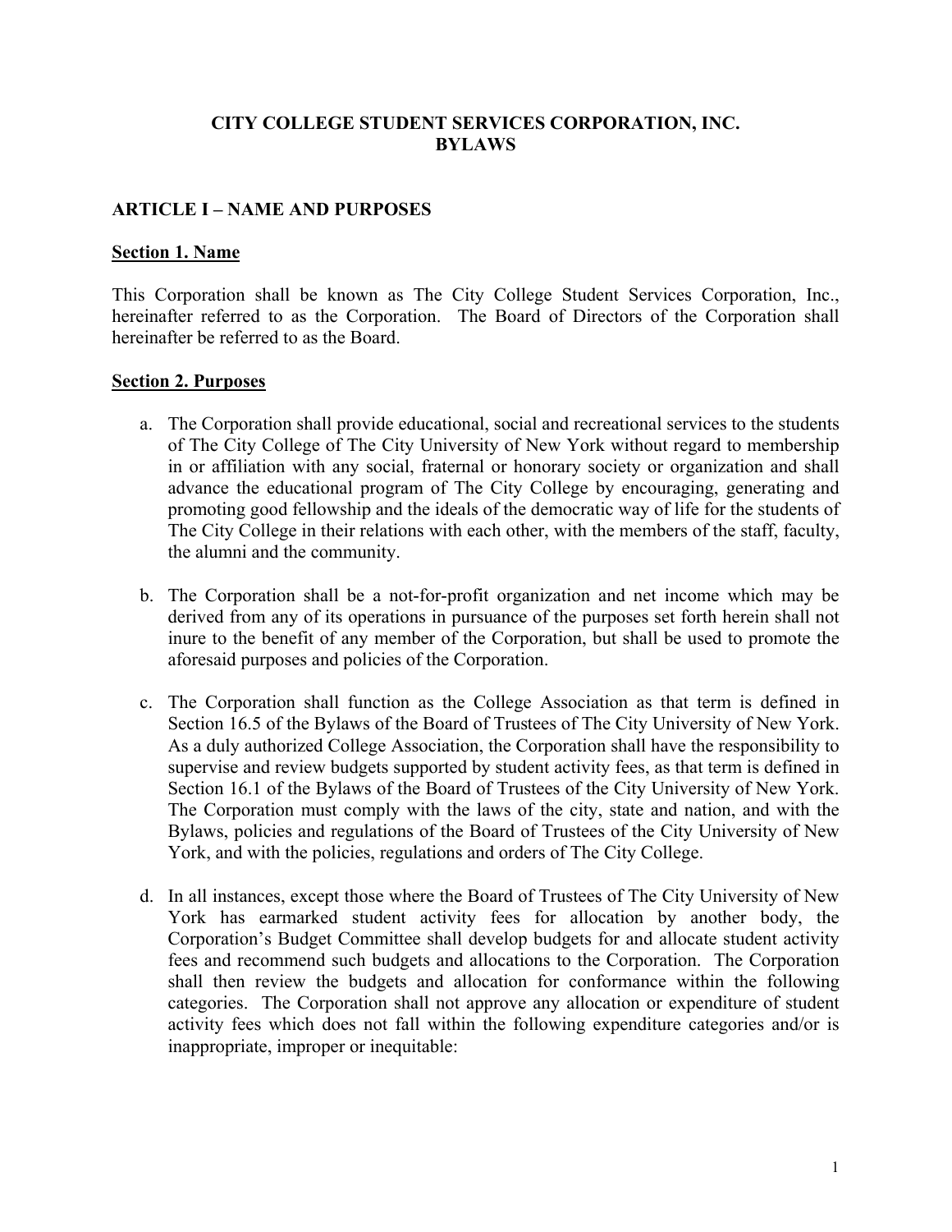# CITY COLLEGE STUDENT SERVICES CORPORATION, INC.
# BYLAWS

## ARTICLE I – NAME AND PURPOSES

### Section 1. Name

This Corporation shall be known as The City College Student Services Corporation, Inc., hereinafter referred to as the Corporation. The Board of Directors of the Corporation shall hereinafter be referred to as the Board.

### Section 2. Purposes

a. The Corporation shall provide educational, social and recreational services to the students of The City College of The City University of New York without regard to membership in or affiliation with any social, fraternal or honorary society or organization and shall advance the educational program of The City College by encouraging, generating and promoting good fellowship and the ideals of the democratic way of life for the students of The City College in their relations with each other, with the members of the staff, faculty, the alumni and the community.

b. The Corporation shall be a not-for-profit organization and net income which may be derived from any of its operations in pursuance of the purposes set forth herein shall not inure to the benefit of any member of the Corporation, but shall be used to promote the aforesaid purposes and policies of the Corporation.

c. The Corporation shall function as the College Association as that term is defined in Section 16.5 of the Bylaws of the Board of Trustees of The City University of New York. As a duly authorized College Association, the Corporation shall have the responsibility to supervise and review budgets supported by student activity fees, as that term is defined in Section 16.1 of the Bylaws of the Board of Trustees of the City University of New York. The Corporation must comply with the laws of the city, state and nation, and with the Bylaws, policies and regulations of the Board of Trustees of the City University of New York, and with the policies, regulations and orders of The City College.

d. In all instances, except those where the Board of Trustees of The City University of New York has earmarked student activity fees for allocation by another body, the Corporation's Budget Committee shall develop budgets for and allocate student activity fees and recommend such budgets and allocations to the Corporation. The Corporation shall then review the budgets and allocation for conformance within the following categories. The Corporation shall not approve any allocation or expenditure of student activity fees which does not fall within the following expenditure categories and/or is inappropriate, improper or inequitable: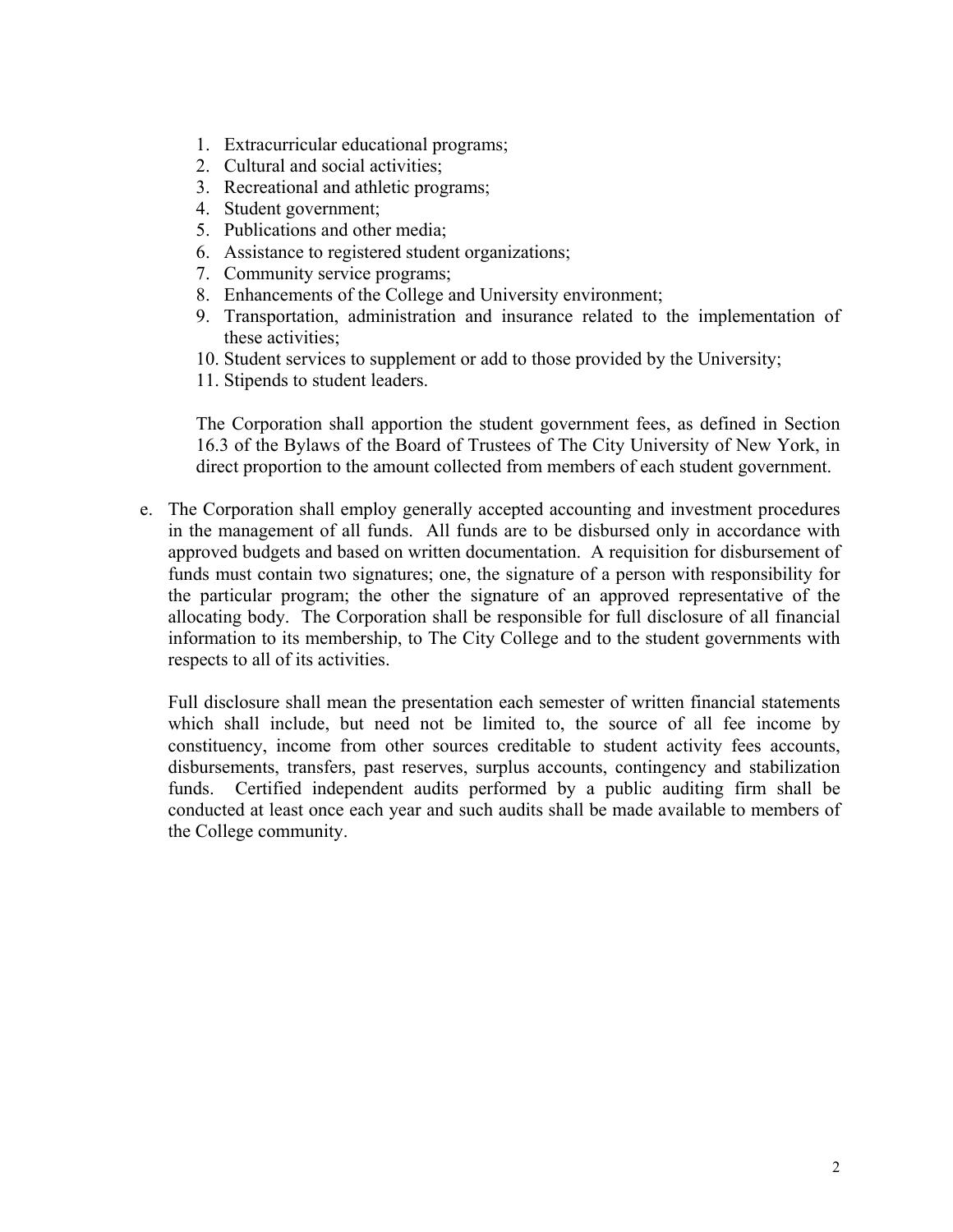1. Extracurricular educational programs;
2. Cultural and social activities;
3. Recreational and athletic programs;
4. Student government;
5. Publications and other media;
6. Assistance to registered student organizations;
7. Community service programs;
8. Enhancements of the College and University environment;
9. Transportation, administration and insurance related to the implementation of these activities;
10. Student services to supplement or add to those provided by the University;
11. Stipends to student leaders.

The Corporation shall apportion the student government fees, as defined in Section 16.3 of the Bylaws of the Board of Trustees of The City University of New York, in direct proportion to the amount collected from members of each student government.

e. The Corporation shall employ generally accepted accounting and investment procedures in the management of all funds. All funds are to be disbursed only in accordance with approved budgets and based on written documentation. A requisition for disbursement of funds must contain two signatures; one, the signature of a person with responsibility for the particular program; the other the signature of an approved representative of the allocating body. The Corporation shall be responsible for full disclosure of all financial information to its membership, to The City College and to the student governments with respects to all of its activities.

   Full disclosure shall mean the presentation each semester of written financial statements which shall include, but need not be limited to, the source of all fee income by constituency, income from other sources creditable to student activity fees accounts, disbursements, transfers, past reserves, surplus accounts, contingency and stabilization funds. Certified independent audits performed by a public auditing firm shall be conducted at least once each year and such audits shall be made available to members of the College community.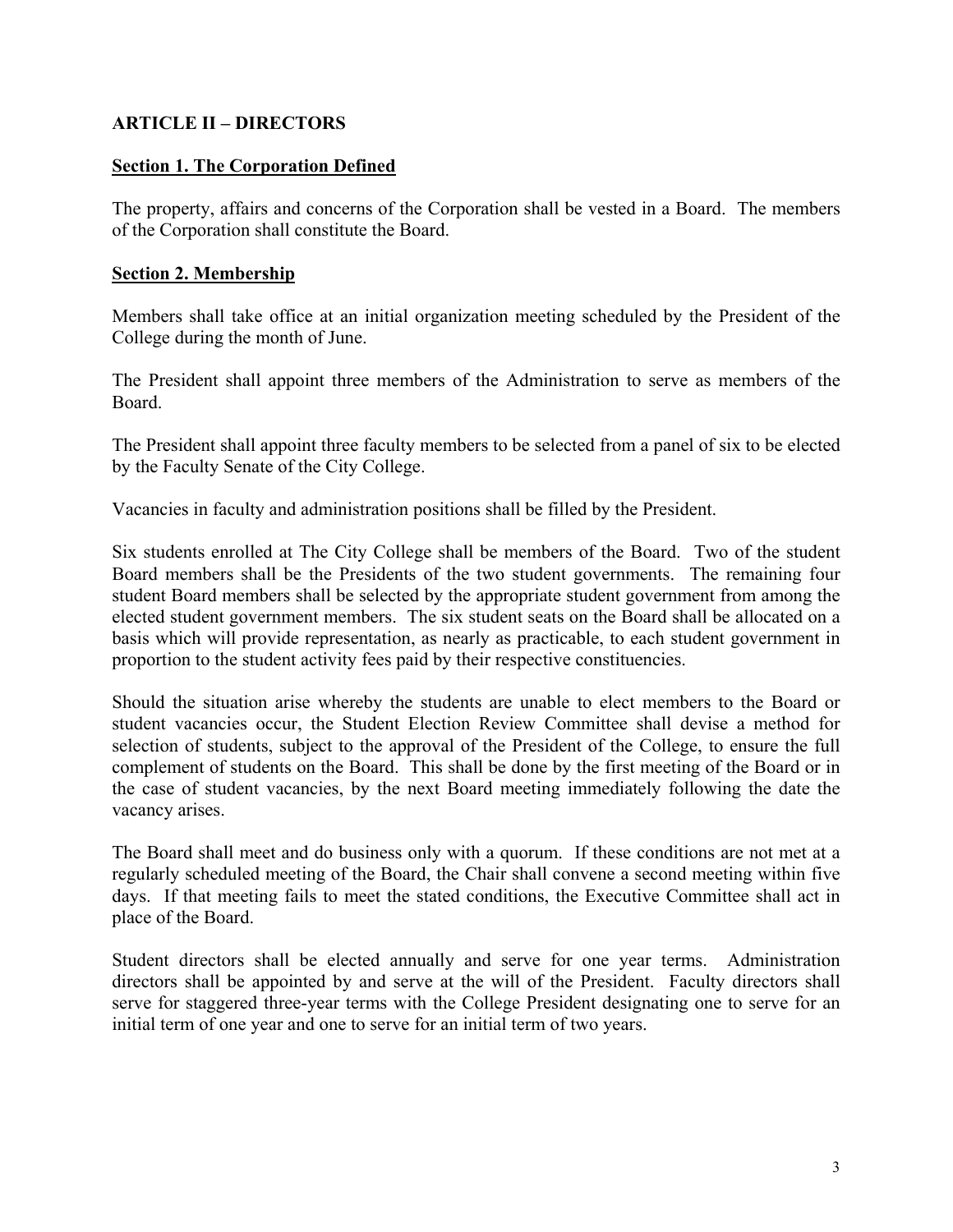## ARTICLE II – DIRECTORS

**Section 1. The Corporation Defined**

The property, affairs and concerns of the Corporation shall be vested in a Board. The members of the Corporation shall constitute the Board.

**Section 2. Membership**

Members shall take office at an initial organization meeting scheduled by the President of the College during the month of June.

The President shall appoint three members of the Administration to serve as members of the Board.

The President shall appoint three faculty members to be selected from a panel of six to be elected by the Faculty Senate of the City College.

Vacancies in faculty and administration positions shall be filled by the President.

Six students enrolled at The City College shall be members of the Board. Two of the student Board members shall be the Presidents of the two student governments. The remaining four student Board members shall be selected by the appropriate student government from among the elected student government members. The six student seats on the Board shall be allocated on a basis which will provide representation, as nearly as practicable, to each student government in proportion to the student activity fees paid by their respective constituencies.

Should the situation arise whereby the students are unable to elect members to the Board or student vacancies occur, the Student Election Review Committee shall devise a method for selection of students, subject to the approval of the President of the College, to ensure the full complement of students on the Board. This shall be done by the first meeting of the Board or in the case of student vacancies, by the next Board meeting immediately following the date the vacancy arises.

The Board shall meet and do business only with a quorum. If these conditions are not met at a regularly scheduled meeting of the Board, the Chair shall convene a second meeting within five days. If that meeting fails to meet the stated conditions, the Executive Committee shall act in place of the Board.

Student directors shall be elected annually and serve for one year terms. Administration directors shall be appointed by and serve at the will of the President. Faculty directors shall serve for staggered three-year terms with the College President designating one to serve for an initial term of one year and one to serve for an initial term of two years.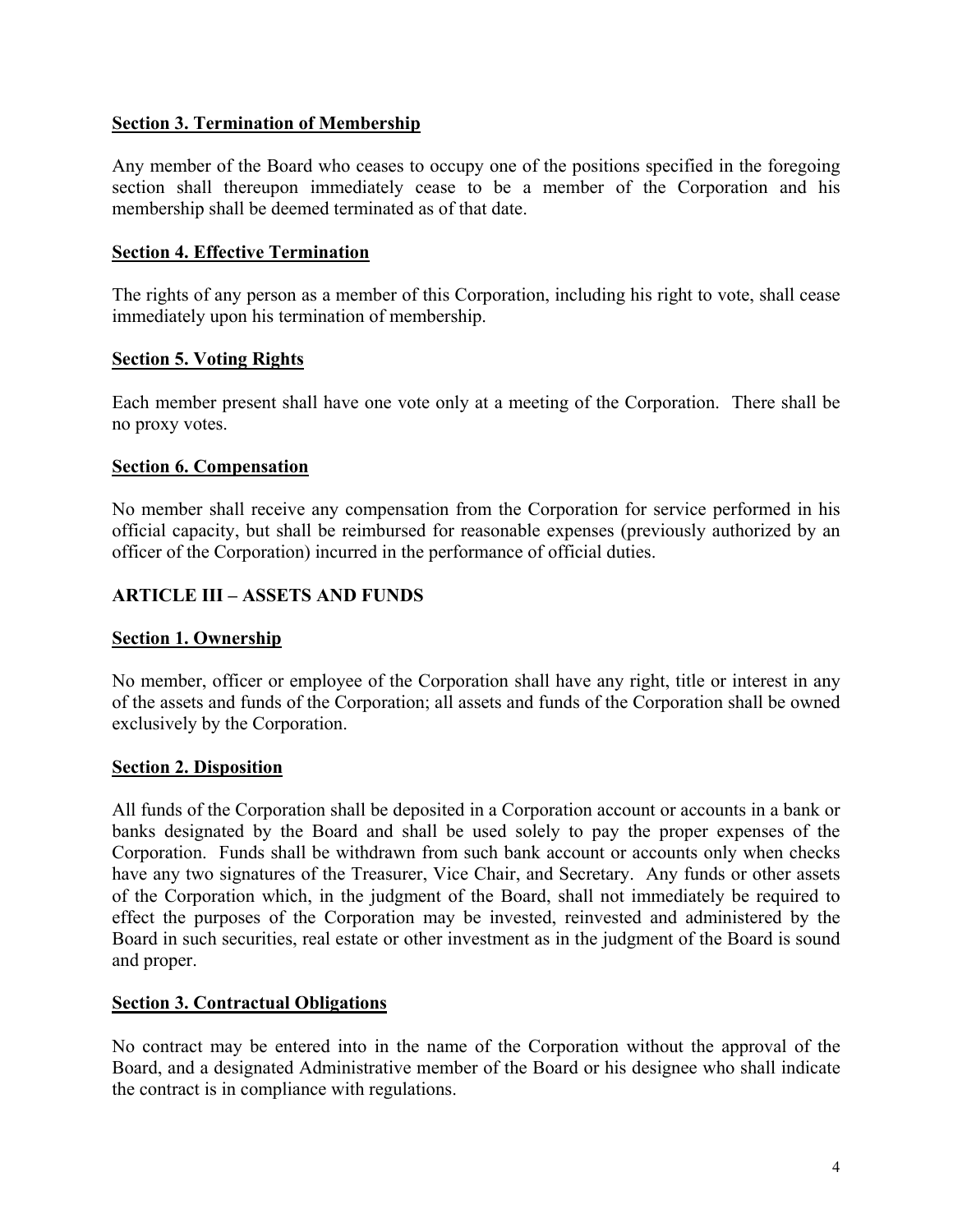**Section 3. Termination of Membership**

Any member of the Board who ceases to occupy one of the positions specified in the foregoing section shall thereupon immediately cease to be a member of the Corporation and his membership shall be deemed terminated as of that date.

**Section 4. Effective Termination**

The rights of any person as a member of this Corporation, including his right to vote, shall cease immediately upon his termination of membership.

**Section 5. Voting Rights**

Each member present shall have one vote only at a meeting of the Corporation. There shall be no proxy votes.

**Section 6. Compensation**

No member shall receive any compensation from the Corporation for service performed in his official capacity, but shall be reimbursed for reasonable expenses (previously authorized by an officer of the Corporation) incurred in the performance of official duties.

## ARTICLE III – ASSETS AND FUNDS

**Section 1. Ownership**

No member, officer or employee of the Corporation shall have any right, title or interest in any of the assets and funds of the Corporation; all assets and funds of the Corporation shall be owned exclusively by the Corporation.

**Section 2. Disposition**

All funds of the Corporation shall be deposited in a Corporation account or accounts in a bank or banks designated by the Board and shall be used solely to pay the proper expenses of the Corporation. Funds shall be withdrawn from such bank account or accounts only when checks have any two signatures of the Treasurer, Vice Chair, and Secretary. Any funds or other assets of the Corporation which, in the judgment of the Board, shall not immediately be required to effect the purposes of the Corporation may be invested, reinvested and administered by the Board in such securities, real estate or other investment as in the judgment of the Board is sound and proper.

**Section 3. Contractual Obligations**

No contract may be entered into in the name of the Corporation without the approval of the Board, and a designated Administrative member of the Board or his designee who shall indicate the contract is in compliance with regulations.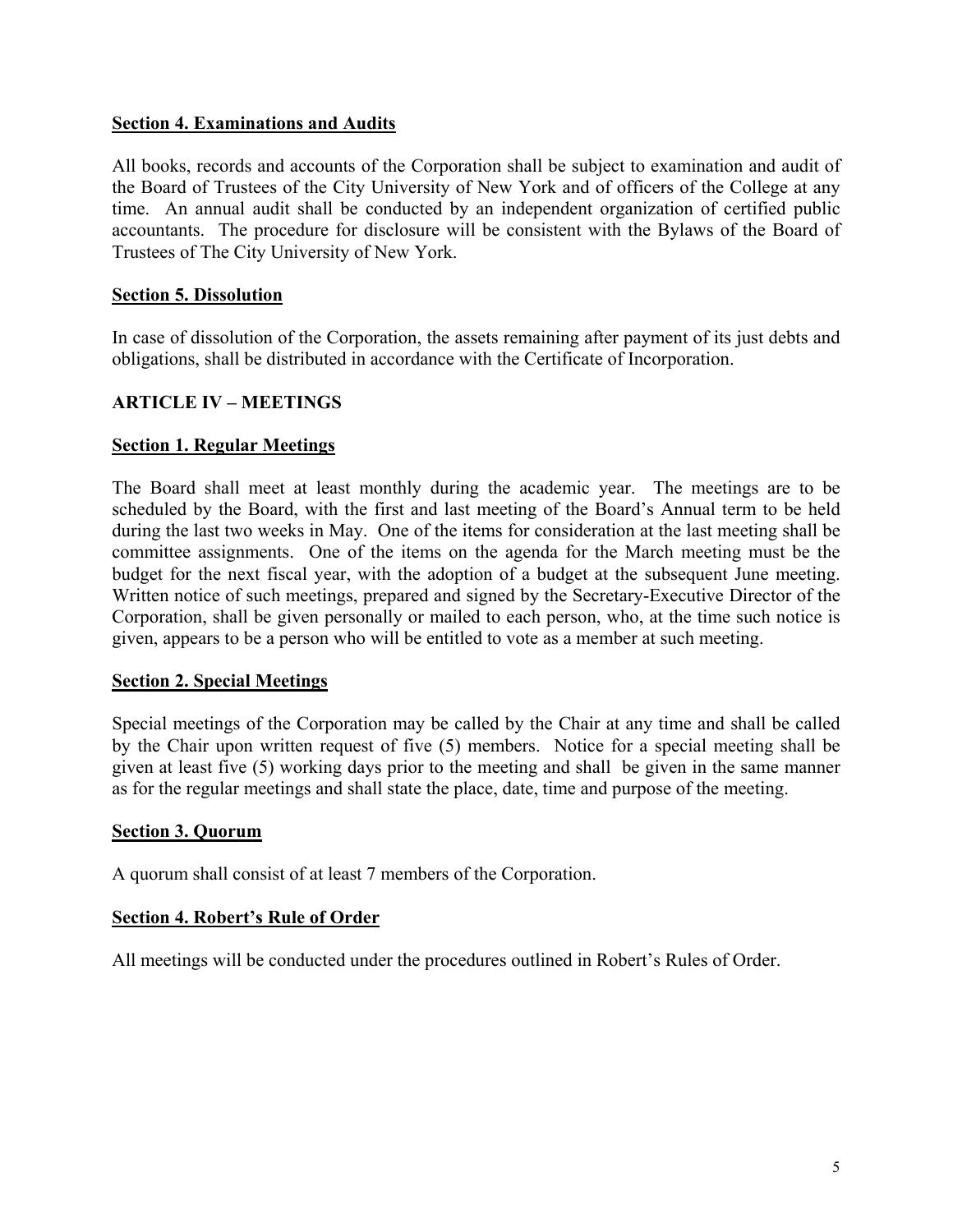**Section 4. Examinations and Audits**

All books, records and accounts of the Corporation shall be subject to examination and audit of the Board of Trustees of the City University of New York and of officers of the College at any time. An annual audit shall be conducted by an independent organization of certified public accountants. The procedure for disclosure will be consistent with the Bylaws of the Board of Trustees of The City University of New York.

**Section 5. Dissolution**

In case of dissolution of the Corporation, the assets remaining after payment of its just debts and obligations, shall be distributed in accordance with the Certificate of Incorporation.

## ARTICLE IV – MEETINGS

**Section 1. Regular Meetings**

The Board shall meet at least monthly during the academic year. The meetings are to be scheduled by the Board, with the first and last meeting of the Board's Annual term to be held during the last two weeks in May. One of the items for consideration at the last meeting shall be committee assignments. One of the items on the agenda for the March meeting must be the budget for the next fiscal year, with the adoption of a budget at the subsequent June meeting. Written notice of such meetings, prepared and signed by the Secretary-Executive Director of the Corporation, shall be given personally or mailed to each person, who, at the time such notice is given, appears to be a person who will be entitled to vote as a member at such meeting.

**Section 2. Special Meetings**

Special meetings of the Corporation may be called by the Chair at any time and shall be called by the Chair upon written request of five (5) members. Notice for a special meeting shall be given at least five (5) working days prior to the meeting and shall be given in the same manner as for the regular meetings and shall state the place, date, time and purpose of the meeting.

**Section 3. Quorum**

A quorum shall consist of at least 7 members of the Corporation.

**Section 4. Robert's Rule of Order**

All meetings will be conducted under the procedures outlined in Robert's Rules of Order.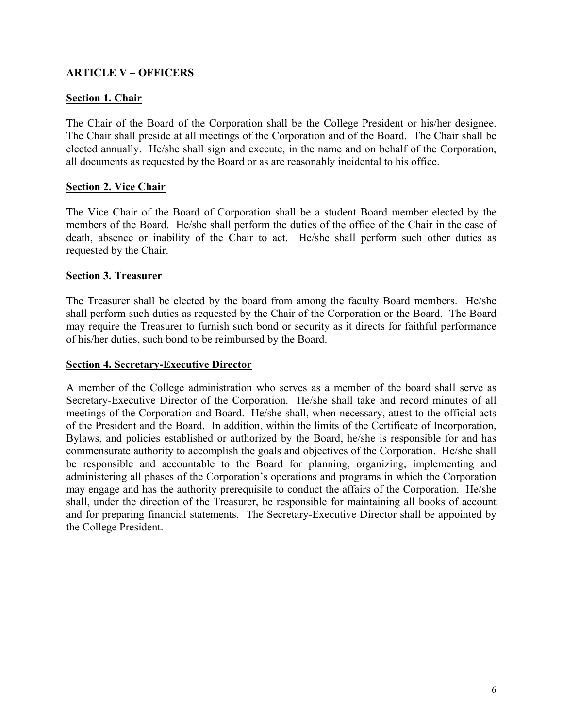## ARTICLE V – OFFICERS

### Section 1. Chair

The Chair of the Board of the Corporation shall be the College President or his/her designee. The Chair shall preside at all meetings of the Corporation and of the Board. The Chair shall be elected annually. He/she shall sign and execute, in the name and on behalf of the Corporation, all documents as requested by the Board or as are reasonably incidental to his office.

### Section 2. Vice Chair

The Vice Chair of the Board of Corporation shall be a student Board member elected by the members of the Board. He/she shall perform the duties of the office of the Chair in the case of death, absence or inability of the Chair to act. He/she shall perform such other duties as requested by the Chair.

### Section 3. Treasurer

The Treasurer shall be elected by the board from among the faculty Board members. He/she shall perform such duties as requested by the Chair of the Corporation or the Board. The Board may require the Treasurer to furnish such bond or security as it directs for faithful performance of his/her duties, such bond to be reimbursed by the Board.

### Section 4. Secretary-Executive Director

A member of the College administration who serves as a member of the board shall serve as Secretary-Executive Director of the Corporation. He/she shall take and record minutes of all meetings of the Corporation and Board. He/she shall, when necessary, attest to the official acts of the President and the Board. In addition, within the limits of the Certificate of Incorporation, Bylaws, and policies established or authorized by the Board, he/she is responsible for and has commensurate authority to accomplish the goals and objectives of the Corporation. He/she shall be responsible and accountable to the Board for planning, organizing, implementing and administering all phases of the Corporation's operations and programs in which the Corporation may engage and has the authority prerequisite to conduct the affairs of the Corporation. He/she shall, under the direction of the Treasurer, be responsible for maintaining all books of account and for preparing financial statements. The Secretary-Executive Director shall be appointed by the College President.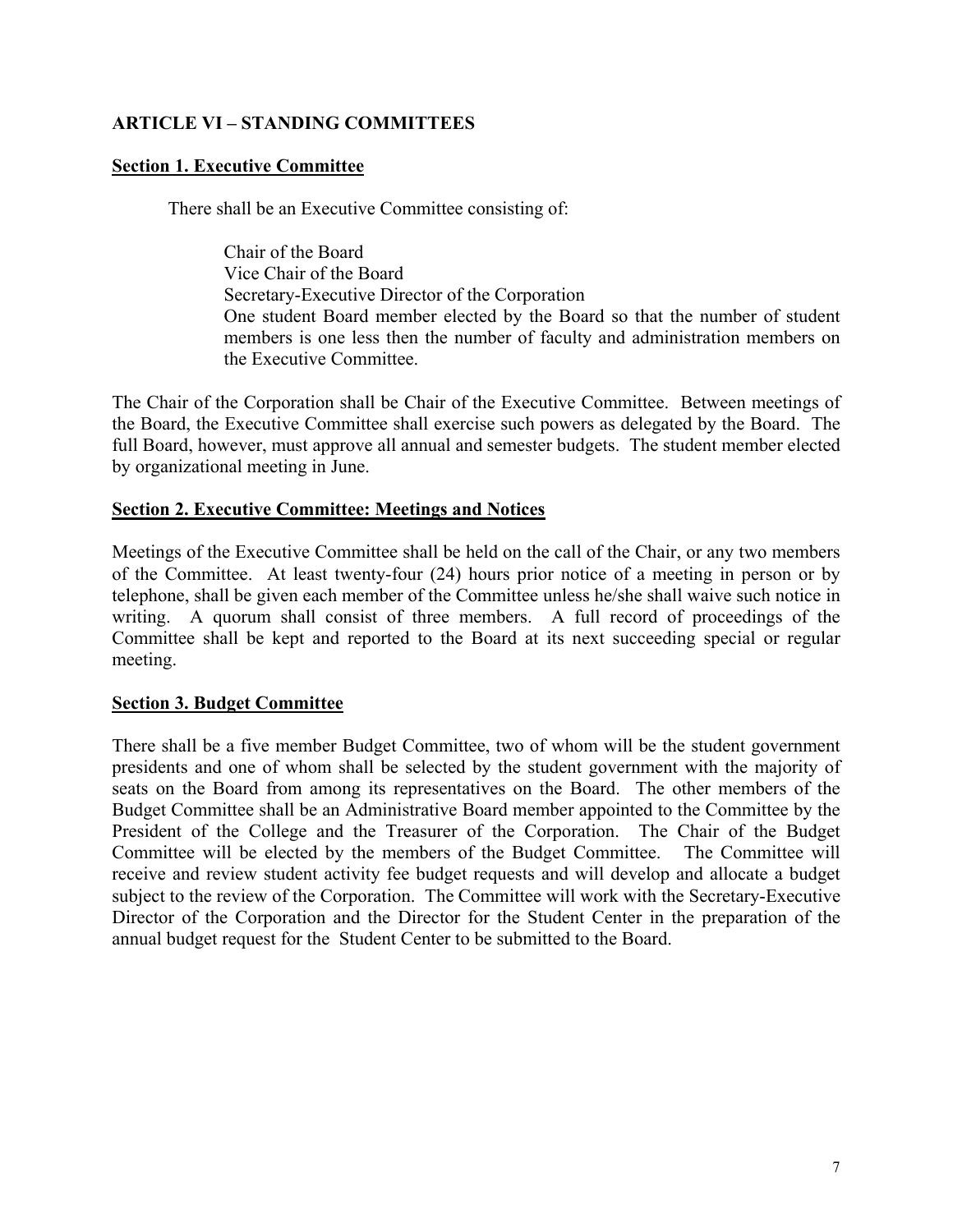## ARTICLE VI – STANDING COMMITTEES

### Section 1. Executive Committee

There shall be an Executive Committee consisting of:

Chair of the Board
Vice Chair of the Board
Secretary-Executive Director of the Corporation
One student Board member elected by the Board so that the number of student members is one less then the number of faculty and administration members on the Executive Committee.

The Chair of the Corporation shall be Chair of the Executive Committee. Between meetings of the Board, the Executive Committee shall exercise such powers as delegated by the Board. The full Board, however, must approve all annual and semester budgets. The student member elected by organizational meeting in June.

### Section 2. Executive Committee: Meetings and Notices

Meetings of the Executive Committee shall be held on the call of the Chair, or any two members of the Committee. At least twenty-four (24) hours prior notice of a meeting in person or by telephone, shall be given each member of the Committee unless he/she shall waive such notice in writing. A quorum shall consist of three members. A full record of proceedings of the Committee shall be kept and reported to the Board at its next succeeding special or regular meeting.

### Section 3. Budget Committee

There shall be a five member Budget Committee, two of whom will be the student government presidents and one of whom shall be selected by the student government with the majority of seats on the Board from among its representatives on the Board. The other members of the Budget Committee shall be an Administrative Board member appointed to the Committee by the President of the College and the Treasurer of the Corporation. The Chair of the Budget Committee will be elected by the members of the Budget Committee. The Committee will receive and review student activity fee budget requests and will develop and allocate a budget subject to the review of the Corporation. The Committee will work with the Secretary-Executive Director of the Corporation and the Director for the Student Center in the preparation of the annual budget request for the Student Center to be submitted to the Board.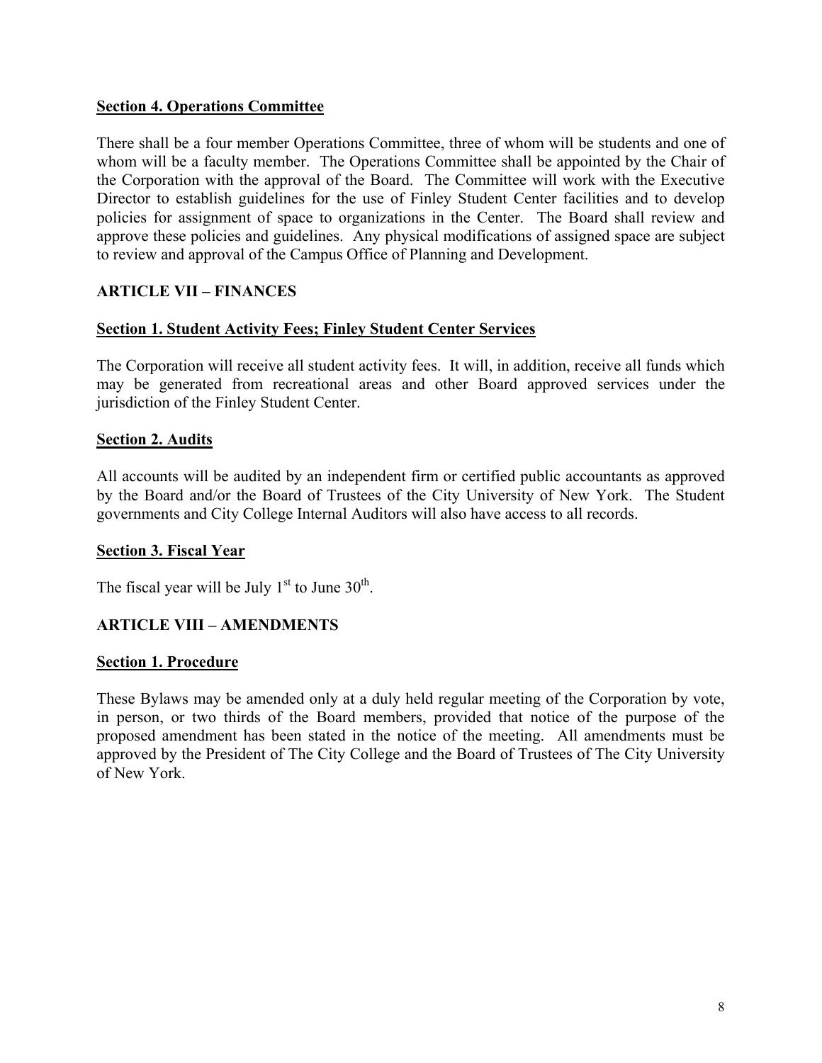**Section 4. Operations Committee**

There shall be a four member Operations Committee, three of whom will be students and one of whom will be a faculty member. The Operations Committee shall be appointed by the Chair of the Corporation with the approval of the Board. The Committee will work with the Executive Director to establish guidelines for the use of Finley Student Center facilities and to develop policies for assignment of space to organizations in the Center. The Board shall review and approve these policies and guidelines. Any physical modifications of assigned space are subject to review and approval of the Campus Office of Planning and Development.

## ARTICLE VII – FINANCES

**Section 1. Student Activity Fees; Finley Student Center Services**

The Corporation will receive all student activity fees. It will, in addition, receive all funds which may be generated from recreational areas and other Board approved services under the jurisdiction of the Finley Student Center.

**Section 2. Audits**

All accounts will be audited by an independent firm or certified public accountants as approved by the Board and/or the Board of Trustees of the City University of New York. The Student governments and City College Internal Auditors will also have access to all records.

**Section 3. Fiscal Year**

The fiscal year will be July 1st to June 30th.

## ARTICLE VIII – AMENDMENTS

**Section 1. Procedure**

These Bylaws may be amended only at a duly held regular meeting of the Corporation by vote, in person, or two thirds of the Board members, provided that notice of the purpose of the proposed amendment has been stated in the notice of the meeting. All amendments must be approved by the President of The City College and the Board of Trustees of The City University of New York.